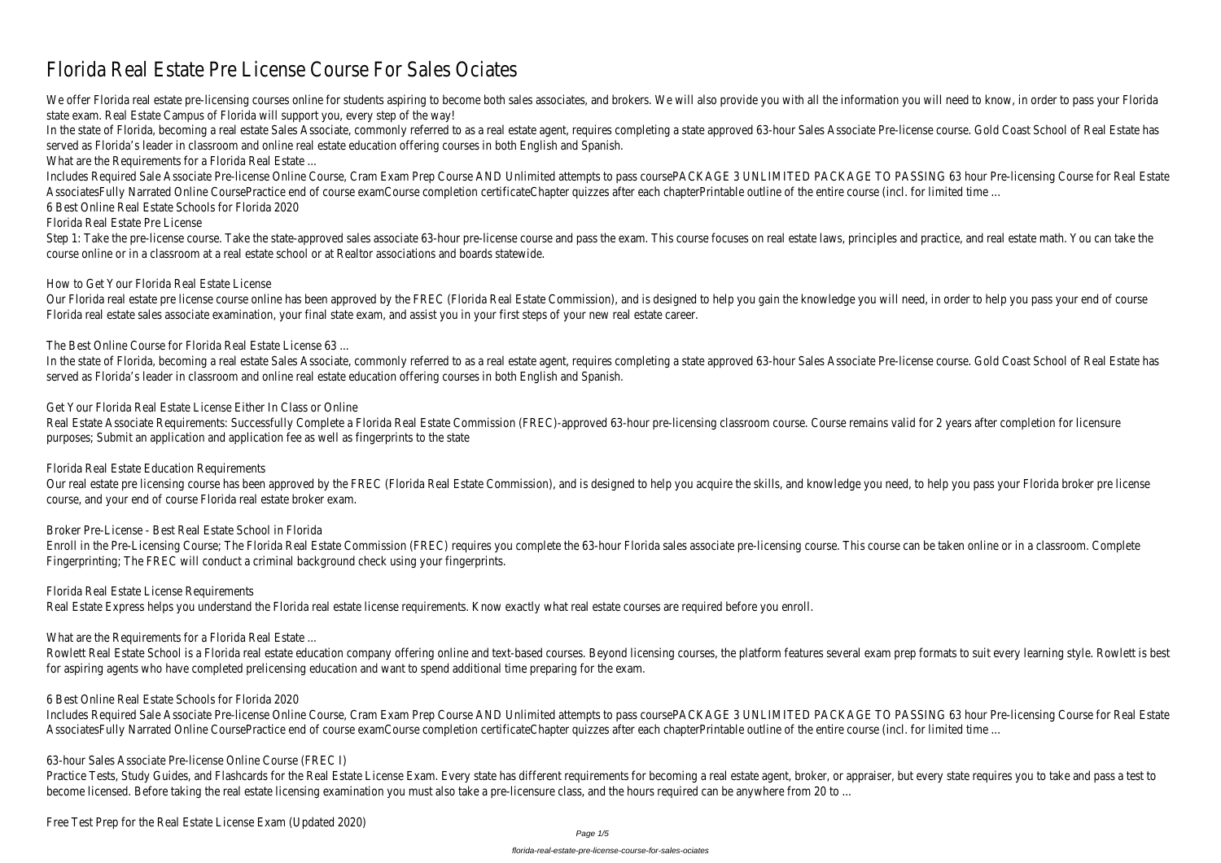# Florida Real Estate Pre License Course For Sales Ociates

We offer Florida real estate pre-licensing courses online for students aspiring to become both sales associates, and brokers. We will also provide you with all the information you will need to know, in order to pass your Florida state exam. Real Estate Campus of Florida will support you, every step of the way!

In the state of Florida, becoming a real estate Sales Associate, commonly referred to as a real estate agent, requires completing a state approved 63-hour Sales Associate Pre-license course. Gold Coast School of Real Estate has served as Florida's leader in classroom and online real estate education offering courses in both English and Spanish.

What are the Requirements for a Florida Real Estate ...

Includes Required Sale Associate Pre-license Online Course, Cram Exam Prep Course AND Unlimited attempts to pass coursePACKAGE 3 UNLIMITED PACKAGE TO PASSING 63 hour Pre-licensing Course for Real Estate AssociatesFully Narrated Online CoursePractice end of course examCourse completion certificateChapter quizzes after each chapterPrintable outline of the entire course (incl. for limited time ...

6 Best Online Real Estate Schools for Florida 2020

Florida Real Estate Pre License

Step 1: Take the pre-license course. Take the state-approved sales associate 63-hour pre-license course and pass the exam. This course focuses on real estate laws, principles and practice, and real estate math. You can take the course online or in a classroom at a real estate school or at Realtor associations and boards statewide.

How to Get Your Florida Real Estate License

Our Florida real estate pre license course online has been approved by the FREC (Florida Real Estate Commission), and is designed to help you gain the knowledge you will need, in order to help you pass your end of course Florida real estate sales associate examination, your final state exam, and assist you in your first steps of your new real estate career.

The Best Online Course for Florida Real Estate License 63 ...

In the state of Florida, becoming a real estate Sales Associate, commonly referred to as a real estate agent, requires completing a state approved 63-hour Sales Associate Pre-license course. Gold Coast School of Real Estate has served as Florida's leader in classroom and online real estate education offering courses in both English and Spanish.

Get Your Florida Real Estate License Either In Class or Online

Real Estate Associate Requirements: Successfully Complete a Florida Real Estate Commission (FREC)-approved 63-hour pre-licensing classroom course. Course remains valid for 2 years after completion for licensure purposes; Submit an application and application fee as well as fingerprints to the state

Florida Real Estate Education Requirements

Our real estate pre licensing course has been approved by the FREC (Florida Real Estate Commission), and is designed to help you acquire the skills, and knowledge you need, to help you pass your Florida broker pre license course, and your end of course Florida real estate broker exam.

Broker Pre-License - Best Real Estate School in Florida

Enroll in the Pre-Licensing Course; The Florida Real Estate Commission (FREC) requires you complete the 63-hour Florida sales associate pre-licensing course. This course can be taken online or in a classroom. Complete Fingerprinting; The FREC will conduct a criminal background check using your fingerprints.

Florida Real Estate License Requirements

Real Estate Express helps you understand the Florida real estate license requirements. Know exactly what real estate courses are required before you enroll.

What are the Requirements for a Florida Real Estate ...

Rowlett Real Estate School is a Florida real estate education company offering online and text-based courses. Beyond licensing courses, the platform features several exam prep formats to suit every learning style. Rowlett is best for aspiring agents who have completed prelicensing education and want to spend additional time preparing for the exam.

6 Best Online Real Estate Schools for Florida 2020

Includes Required Sale Associate Pre-license Online Course, Cram Exam Prep Course AND Unlimited attempts to pass coursePACKAGE 3 UNLIMITED PACKAGE TO PASSING 63 hour Pre-licensing Course for Real Estate AssociatesFully Narrated Online CoursePractice end of course examCourse completion certificateChapter quizzes after each chapterPrintable outline of the entire course (incl. for limited time ...

63-hour Sales Associate Pre-license Online Course (FREC I)

Practice Tests, Study Guides, and Flashcards for the Real Estate License Exam. Every state has different requirements for becoming a real estate agent, broker, or appraiser, but every state requires you to take and pass a test to become licensed. Before taking the real estate licensing examination you must also take a pre-licensure class, and the hours required can be anywhere from 20 to ...

Free Test Prep for the Real Estate License Exam (Updated 2020)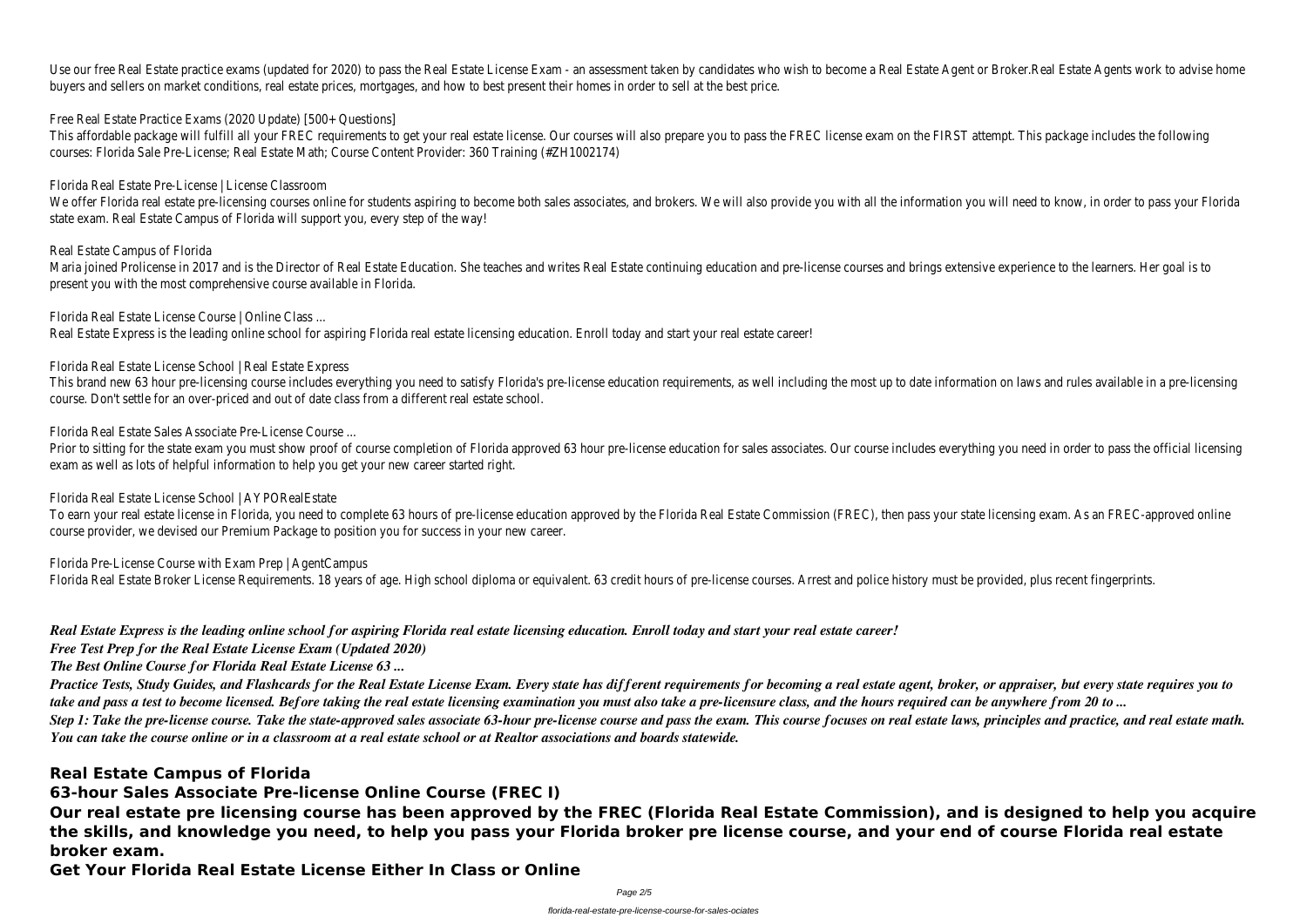Use our free Real Estate practice exams (updated for 2020) to pass the Real Estate License Exam - an assessment taken by candidates who wish to become a Real Estate Agent or Broker.Real Estate Agents work to advise home buyers and sellers on market conditions, real estate prices, mortgages, and how to best present their homes in order to sell at the best price.

Free Real Estate Practice Exams (2020 Update) [500+ Questions]

This affordable package will fulfill all your FREC requirements to get your real estate license. Our courses will also prepare you to pass the FREC license exam on the FIRST attempt. This package includes the following courses: Florida Sale Pre-License; Real Estate Math; Course Content Provider: 360 Training (#ZH1002174)

Florida Real Estate Pre-License | License Classroom

We offer Florida real estate pre-licensing courses online for students aspiring to become both sales associates, and brokers. We will also provide you with all the information you will need to know, in order to pass your Florida state exam. Real Estate Campus of Florida will support you, every step of the way!

Real Estate Campus of Florida

Maria joined Prolicense in 2017 and is the Director of Real Estate Education. She teaches and writes Real Estate continuing education and pre-license courses and brings extensive experience to the learners. Her goal is to present you with the most comprehensive course available in Florida.

Florida Real Estate License Course | Online Class ...

Real Estate Express is the leading online school for aspiring Florida real estate licensing education. Enroll today and start your real estate career!

Florida Real Estate License School | Real Estate Express

This brand new 63 hour pre-licensing course includes everything you need to satisfy Florida's pre-license education requirements, as well including the most up to date information on laws and rules available in a pre-licensing course. Don't settle for an over-priced and out of date class from a different real estate school.

Florida Real Estate Sales Associate Pre-License Course ...

Prior to sitting for the state exam you must show proof of course completion of Florida approved 63 hour pre-license education for sales associates. Our course includes everything you need in order to pass the official licensing exam as well as lots of helpful information to help you get your new career started right.

Florida Real Estate License School | AYPORealEstate

To earn your real estate license in Florida, you need to complete 63 hours of pre-license education approved by the Florida Real Estate Commission (FREC), then pass your state licensing exam. As an FREC-approved online course provider, we devised our Premium Package to position you for success in your new career.

Florida Pre-License Course with Exam Prep | AgentCampus

Florida Real Estate Broker License Requirements. 18 years of age. High school diploma or equivalent. 63 credit hours of pre-license courses. Arrest and police history must be provided, plus recent fingerprints.

***Real Estate Express is the leading online school for aspiring Florida real estate licensing education. Enroll today and start your real estate career!***

***Free Test Prep for the Real Estate License Exam (Updated 2020)***

***The Best Online Course for Florida Real Estate License 63 ...***

***Practice Tests, Study Guides, and Flashcards for the Real Estate License Exam. Every state has different requirements for becoming a real estate agent, broker, or appraiser, but every state requires you to take and pass a test to become licensed. Before taking the real estate licensing examination you must also take a pre-licensure class, and the hours required can be anywhere from 20 to ...***

***Step 1: Take the pre-license course. Take the state-approved sales associate 63-hour pre-license course and pass the exam. This course focuses on real estate laws, principles and practice, and real estate math. You can take the course online or in a classroom at a real estate school or at Realtor associations and boards statewide.***

**Real Estate Campus of Florida**

**63-hour Sales Associate Pre-license Online Course (FREC I)**

**Our real estate pre licensing course has been approved by the FREC (Florida Real Estate Commission), and is designed to help you acquire the skills, and knowledge you need, to help you pass your Florida broker pre license course, and your end of course Florida real estate broker exam.**

**Get Your Florida Real Estate License Either In Class or Online**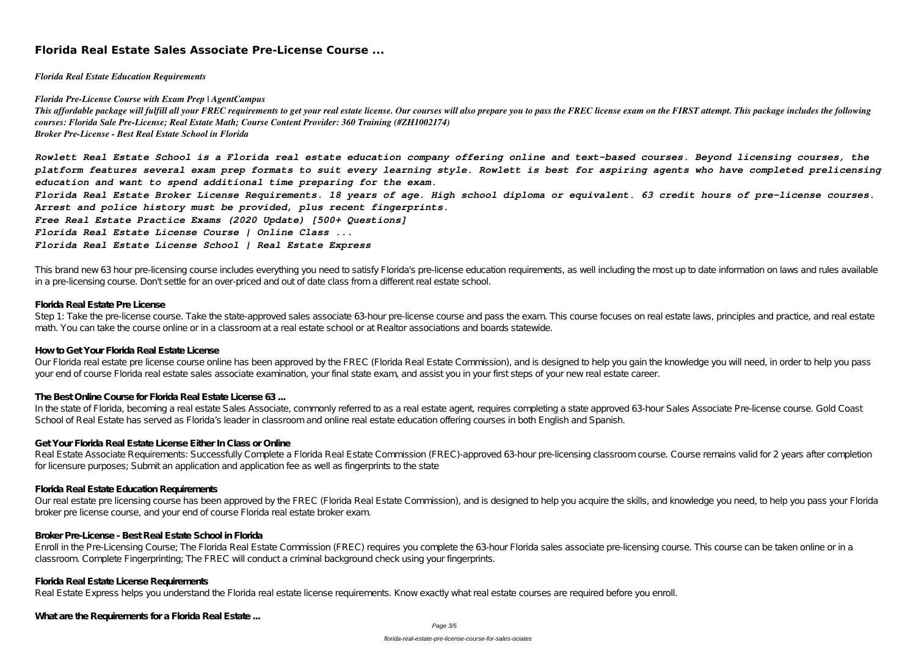## Florida Real Estate Sales Associate Pre-License Course ...

*Florida Real Estate Education Requirements*

***Florida Pre-License Course with Exam Prep | AgentCampus***

***This affordable package will fulfill all your FREC requirements to get your real estate license. Our courses will also prepare you to pass the FREC license exam on the FIRST attempt. This package includes the following courses: Florida Sale Pre-License; Real Estate Math; Course Content Provider: 360 Training (#ZH1002174)***

***Broker Pre-License - Best Real Estate School in Florida***

***Rowlett Real Estate School is a Florida real estate education company offering online and text-based courses. Beyond licensing courses, the platform features several exam prep formats to suit every learning style. Rowlett is best for aspiring agents who have completed prelicensing education and want to spend additional time preparing for the exam.***

***Florida Real Estate Broker License Requirements. 18 years of age. High school diploma or equivalent. 63 credit hours of pre-license courses. Arrest and police history must be provided, plus recent fingerprints.***

***Free Real Estate Practice Exams (2020 Update) [500+ Questions]***

***Florida Real Estate License Course | Online Class ...***

***Florida Real Estate License School | Real Estate Express***

This brand new 63 hour pre-licensing course includes everything you need to satisfy Florida's pre-license education requirements, as well including the most up to date information on laws and rules available in a pre-licensing course. Don't settle for an over-priced and out of date class from a different real estate school.

**Florida Real Estate Pre License**

Step 1: Take the pre-license course. Take the state-approved sales associate 63-hour pre-license course and pass the exam. This course focuses on real estate laws, principles and practice, and real estate math. You can take the course online or in a classroom at a real estate school or at Realtor associations and boards statewide.

**How to Get Your Florida Real Estate License**

Our Florida real estate pre license course online has been approved by the FREC (Florida Real Estate Commission), and is designed to help you gain the knowledge you will need, in order to help you pass your end of course Florida real estate sales associate examination, your final state exam, and assist you in your first steps of your new real estate career.

**The Best Online Course for Florida Real Estate License 63 ...**

In the state of Florida, becoming a real estate Sales Associate, commonly referred to as a real estate agent, requires completing a state approved 63-hour Sales Associate Pre-license course. Gold Coast School of Real Estate has served as Florida's leader in classroom and online real estate education offering courses in both English and Spanish.

**Get Your Florida Real Estate License Either In Class or Online**

Real Estate Associate Requirements: Successfully Complete a Florida Real Estate Commission (FREC)-approved 63-hour pre-licensing classroom course. Course remains valid for 2 years after completion for licensure purposes; Submit an application and application fee as well as fingerprints to the state

**Florida Real Estate Education Requirements**

Our real estate pre licensing course has been approved by the FREC (Florida Real Estate Commission), and is designed to help you acquire the skills, and knowledge you need, to help you pass your Florida broker pre license course, and your end of course Florida real estate broker exam.

**Broker Pre-License - Best Real Estate School in Florida**

Enroll in the Pre-Licensing Course; The Florida Real Estate Commission (FREC) requires you complete the 63-hour Florida sales associate pre-licensing course. This course can be taken online or in a classroom. Complete Fingerprinting; The FREC will conduct a criminal background check using your fingerprints.

**Florida Real Estate License Requirements**

Real Estate Express helps you understand the Florida real estate license requirements. Know exactly what real estate courses are required before you enroll.

**What are the Requirements for a Florida Real Estate ...**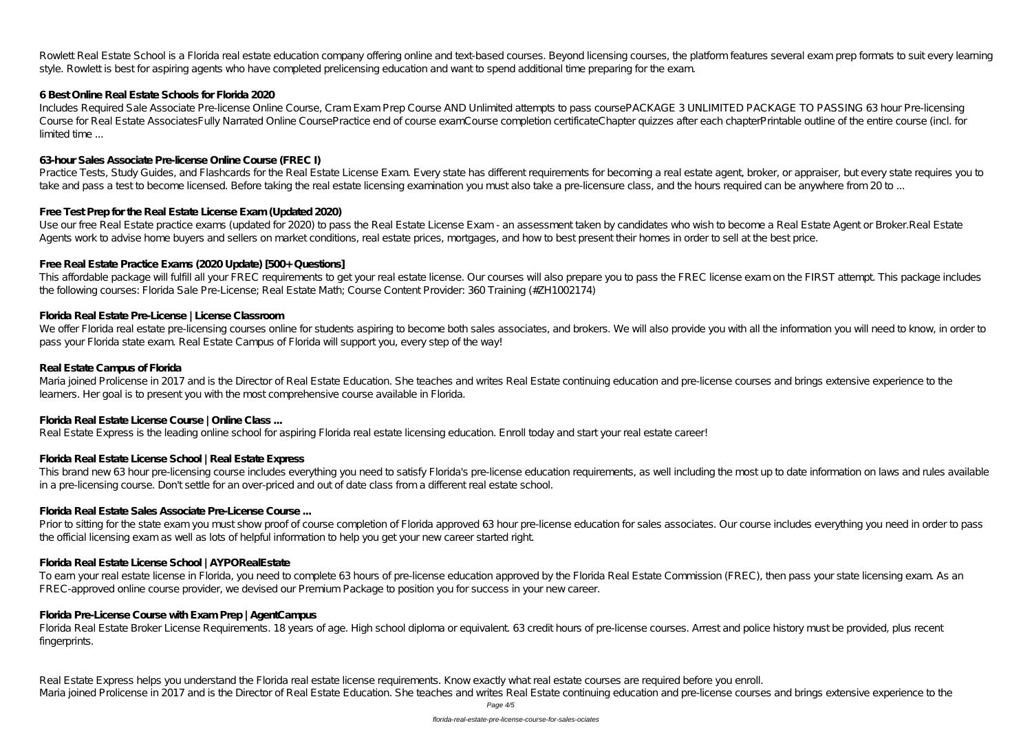Rowlett Real Estate School is a Florida real estate education company offering online and text-based courses. Beyond licensing courses, the platform features several exam prep formats to suit every learning style. Rowlett is best for aspiring agents who have completed prelicensing education and want to spend additional time preparing for the exam.

**6 Best Online Real Estate Schools for Florida 2020**

Includes Required Sale Associate Pre-license Online Course, Cram Exam Prep Course AND Unlimited attempts to pass coursePACKAGE 3 UNLIMITED PACKAGE TO PASSING 63 hour Pre-licensing Course for Real Estate AssociatesFully Narrated Online CoursePractice end of course examCourse completion certificateChapter quizzes after each chapterPrintable outline of the entire course (incl. for limited time ...

**63-hour Sales Associate Pre-license Online Course (FREC I)**

Practice Tests, Study Guides, and Flashcards for the Real Estate License Exam. Every state has different requirements for becoming a real estate agent, broker, or appraiser, but every state requires you to take and pass a test to become licensed. Before taking the real estate licensing examination you must also take a pre-licensure class, and the hours required can be anywhere from 20 to ...

**Free Test Prep for the Real Estate License Exam (Updated 2020)**

Use our free Real Estate practice exams (updated for 2020) to pass the Real Estate License Exam - an assessment taken by candidates who wish to become a Real Estate Agent or Broker.Real Estate Agents work to advise home buyers and sellers on market conditions, real estate prices, mortgages, and how to best present their homes in order to sell at the best price.

**Free Real Estate Practice Exams (2020 Update) [500+ Questions]**

This affordable package will fulfill all your FREC requirements to get your real estate license. Our courses will also prepare you to pass the FREC license exam on the FIRST attempt. This package includes the following courses: Florida Sale Pre-License; Real Estate Math; Course Content Provider: 360 Training (#ZH1002174)

**Florida Real Estate Pre-License | License Classroom**

We offer Florida real estate pre-licensing courses online for students aspiring to become both sales associates, and brokers. We will also provide you with all the information you will need to know, in order to pass your Florida state exam. Real Estate Campus of Florida will support you, every step of the way!

**Real Estate Campus of Florida**

Maria joined Prolicense in 2017 and is the Director of Real Estate Education. She teaches and writes Real Estate continuing education and pre-license courses and brings extensive experience to the learners. Her goal is to present you with the most comprehensive course available in Florida.

**Florida Real Estate License Course | Online Class ...**

Real Estate Express is the leading online school for aspiring Florida real estate licensing education. Enroll today and start your real estate career!

**Florida Real Estate License School | Real Estate Express**

This brand new 63 hour pre-licensing course includes everything you need to satisfy Florida's pre-license education requirements, as well including the most up to date information on laws and rules available in a pre-licensing course. Don't settle for an over-priced and out of date class from a different real estate school.

**Florida Real Estate Sales Associate Pre-License Course ...**

Prior to sitting for the state exam you must show proof of course completion of Florida approved 63 hour pre-license education for sales associates. Our course includes everything you need in order to pass the official licensing exam as well as lots of helpful information to help you get your new career started right.

**Florida Real Estate License School | AYPORealEstate**

To earn your real estate license in Florida, you need to complete 63 hours of pre-license education approved by the Florida Real Estate Commission (FREC), then pass your state licensing exam. As an FREC-approved online course provider, we devised our Premium Package to position you for success in your new career.

**Florida Pre-License Course with Exam Prep | AgentCampus**

Florida Real Estate Broker License Requirements. 18 years of age. High school diploma or equivalent. 63 credit hours of pre-license courses. Arrest and police history must be provided, plus recent fingerprints.

Real Estate Express helps you understand the Florida real estate license requirements. Know exactly what real estate courses are required before you enroll.
Maria joined Prolicense in 2017 and is the Director of Real Estate Education. She teaches and writes Real Estate continuing education and pre-license courses and brings extensive experience to the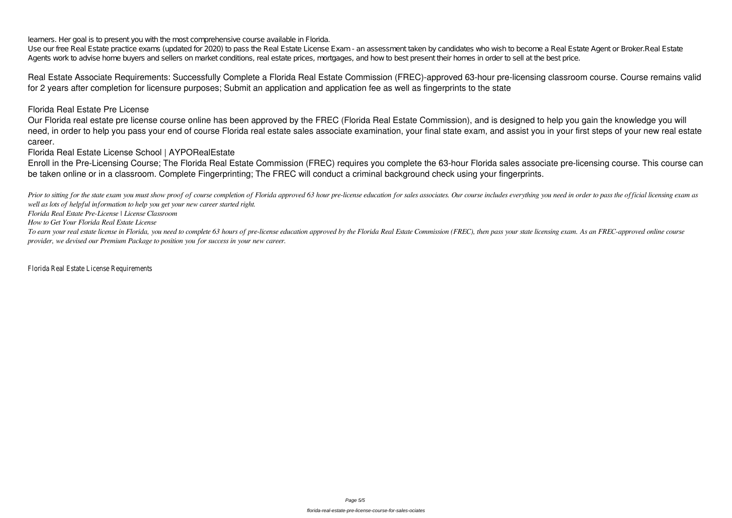learners. Her goal is to present you with the most comprehensive course available in Florida.

Use our free Real Estate practice exams (updated for 2020) to pass the Real Estate License Exam - an assessment taken by candidates who wish to become a Real Estate Agent or Broker.Real Estate Agents work to advise home buyers and sellers on market conditions, real estate prices, mortgages, and how to best present their homes in order to sell at the best price.

Real Estate Associate Requirements: Successfully Complete a Florida Real Estate Commission (FREC)-approved 63-hour pre-licensing classroom course. Course remains valid for 2 years after completion for licensure purposes; Submit an application and application fee as well as fingerprints to the state

Florida Real Estate Pre License

Our Florida real estate pre license course online has been approved by the FREC (Florida Real Estate Commission), and is designed to help you gain the knowledge you will need, in order to help you pass your end of course Florida real estate sales associate examination, your final state exam, and assist you in your first steps of your new real estate career.

Florida Real Estate License School | AYPORealEstate

Enroll in the Pre-Licensing Course; The Florida Real Estate Commission (FREC) requires you complete the 63-hour Florida sales associate pre-licensing course. This course can be taken online or in a classroom. Complete Fingerprinting; The FREC will conduct a criminal background check using your fingerprints.

*Prior to sitting for the state exam you must show proof of course completion of Florida approved 63 hour pre-license education for sales associates. Our course includes everything you need in order to pass the official licensing exam as well as lots of helpful information to help you get your new career started right.*

*Florida Real Estate Pre-License | License Classroom*

*How to Get Your Florida Real Estate License*

*To earn your real estate license in Florida, you need to complete 63 hours of pre-license education approved by the Florida Real Estate Commission (FREC), then pass your state licensing exam. As an FREC-approved online course provider, we devised our Premium Package to position you for success in your new career.*

Florida Real Estate License Requirements